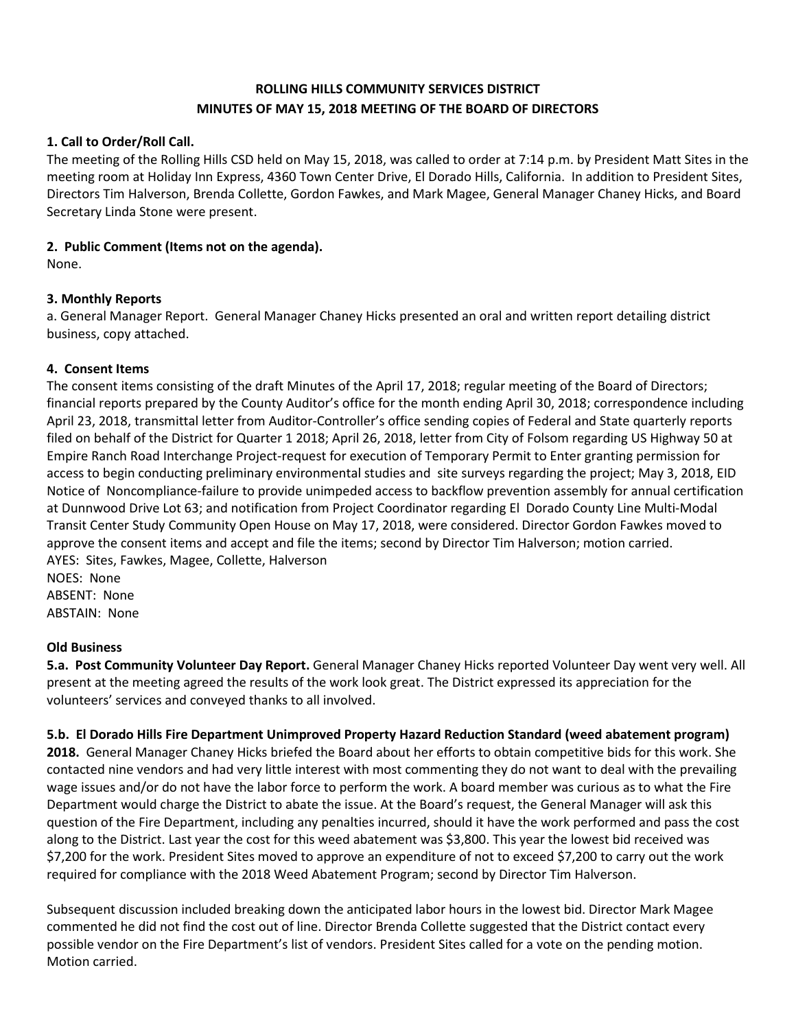# ROLLING HILLS COMMUNITY SERVICES DISTRICT
## MINUTES OF MAY 15, 2018 MEETING OF THE BOARD OF DIRECTORS

**1. Call to Order/Roll Call.**

The meeting of the Rolling Hills CSD held on May 15, 2018, was called to order at 7:14 p.m. by President Matt Sites in the meeting room at Holiday Inn Express, 4360 Town Center Drive, El Dorado Hills, California. In addition to President Sites, Directors Tim Halverson, Brenda Collette, Gordon Fawkes, and Mark Magee, General Manager Chaney Hicks, and Board Secretary Linda Stone were present.

**2. Public Comment (Items not on the agenda).**

None.

**3. Monthly Reports**

a. General Manager Report. General Manager Chaney Hicks presented an oral and written report detailing district business, copy attached.

**4. Consent Items**

The consent items consisting of the draft Minutes of the April 17, 2018; regular meeting of the Board of Directors; financial reports prepared by the County Auditor's office for the month ending April 30, 2018; correspondence including April 23, 2018, transmittal letter from Auditor-Controller's office sending copies of Federal and State quarterly reports filed on behalf of the District for Quarter 1 2018; April 26, 2018, letter from City of Folsom regarding US Highway 50 at Empire Ranch Road Interchange Project-request for execution of Temporary Permit to Enter granting permission for access to begin conducting preliminary environmental studies and site surveys regarding the project; May 3, 2018, EID Notice of Noncompliance-failure to provide unimpeded access to backflow prevention assembly for annual certification at Dunnwood Drive Lot 63; and notification from Project Coordinator regarding El Dorado County Line Multi-Modal Transit Center Study Community Open House on May 17, 2018, were considered. Director Gordon Fawkes moved to approve the consent items and accept and file the items; second by Director Tim Halverson; motion carried.

AYES: Sites, Fawkes, Magee, Collette, Halverson
NOES: None
ABSENT: None
ABSTAIN: None

**Old Business**

**5.a. Post Community Volunteer Day Report.** General Manager Chaney Hicks reported Volunteer Day went very well. All present at the meeting agreed the results of the work look great. The District expressed its appreciation for the volunteers' services and conveyed thanks to all involved.

**5.b. El Dorado Hills Fire Department Unimproved Property Hazard Reduction Standard (weed abatement program) 2018.** General Manager Chaney Hicks briefed the Board about her efforts to obtain competitive bids for this work. She contacted nine vendors and had very little interest with most commenting they do not want to deal with the prevailing wage issues and/or do not have the labor force to perform the work. A board member was curious as to what the Fire Department would charge the District to abate the issue. At the Board's request, the General Manager will ask this question of the Fire Department, including any penalties incurred, should it have the work performed and pass the cost along to the District. Last year the cost for this weed abatement was $3,800. This year the lowest bid received was $7,200 for the work. President Sites moved to approve an expenditure of not to exceed $7,200 to carry out the work required for compliance with the 2018 Weed Abatement Program; second by Director Tim Halverson.

Subsequent discussion included breaking down the anticipated labor hours in the lowest bid. Director Mark Magee commented he did not find the cost out of line. Director Brenda Collette suggested that the District contact every possible vendor on the Fire Department's list of vendors. President Sites called for a vote on the pending motion. Motion carried.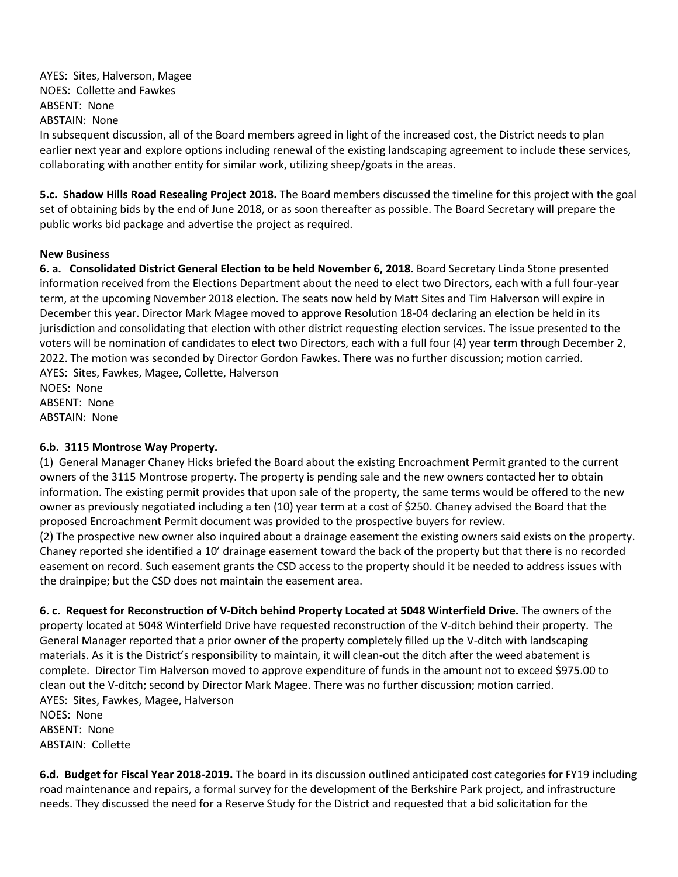AYES: Sites, Halverson, Magee
NOES: Collette and Fawkes
ABSENT: None
ABSTAIN: None
In subsequent discussion, all of the Board members agreed in light of the increased cost, the District needs to plan earlier next year and explore options including renewal of the existing landscaping agreement to include these services, collaborating with another entity for similar work, utilizing sheep/goats in the areas.

**5.c. Shadow Hills Road Resealing Project 2018.** The Board members discussed the timeline for this project with the goal set of obtaining bids by the end of June 2018, or as soon thereafter as possible. The Board Secretary will prepare the public works bid package and advertise the project as required.

**New Business**

**6. a. Consolidated District General Election to be held November 6, 2018.** Board Secretary Linda Stone presented information received from the Elections Department about the need to elect two Directors, each with a full four-year term, at the upcoming November 2018 election. The seats now held by Matt Sites and Tim Halverson will expire in December this year. Director Mark Magee moved to approve Resolution 18-04 declaring an election be held in its jurisdiction and consolidating that election with other district requesting election services. The issue presented to the voters will be nomination of candidates to elect two Directors, each with a full four (4) year term through December 2, 2022. The motion was seconded by Director Gordon Fawkes. There was no further discussion; motion carried.
AYES: Sites, Fawkes, Magee, Collette, Halverson
NOES: None
ABSENT: None
ABSTAIN: None

**6.b. 3115 Montrose Way Property.**

(1) General Manager Chaney Hicks briefed the Board about the existing Encroachment Permit granted to the current owners of the 3115 Montrose property. The property is pending sale and the new owners contacted her to obtain information. The existing permit provides that upon sale of the property, the same terms would be offered to the new owner as previously negotiated including a ten (10) year term at a cost of $250. Chaney advised the Board that the proposed Encroachment Permit document was provided to the prospective buyers for review.
(2) The prospective new owner also inquired about a drainage easement the existing owners said exists on the property. Chaney reported she identified a 10' drainage easement toward the back of the property but that there is no recorded easement on record. Such easement grants the CSD access to the property should it be needed to address issues with the drainpipe; but the CSD does not maintain the easement area.

**6. c. Request for Reconstruction of V-Ditch behind Property Located at 5048 Winterfield Drive.** The owners of the property located at 5048 Winterfield Drive have requested reconstruction of the V-ditch behind their property. The General Manager reported that a prior owner of the property completely filled up the V-ditch with landscaping materials. As it is the District's responsibility to maintain, it will clean-out the ditch after the weed abatement is complete. Director Tim Halverson moved to approve expenditure of funds in the amount not to exceed $975.00 to clean out the V-ditch; second by Director Mark Magee. There was no further discussion; motion carried.
AYES: Sites, Fawkes, Magee, Halverson
NOES: None
ABSENT: None
ABSTAIN: Collette

**6.d. Budget for Fiscal Year 2018-2019.** The board in its discussion outlined anticipated cost categories for FY19 including road maintenance and repairs, a formal survey for the development of the Berkshire Park project, and infrastructure needs. They discussed the need for a Reserve Study for the District and requested that a bid solicitation for the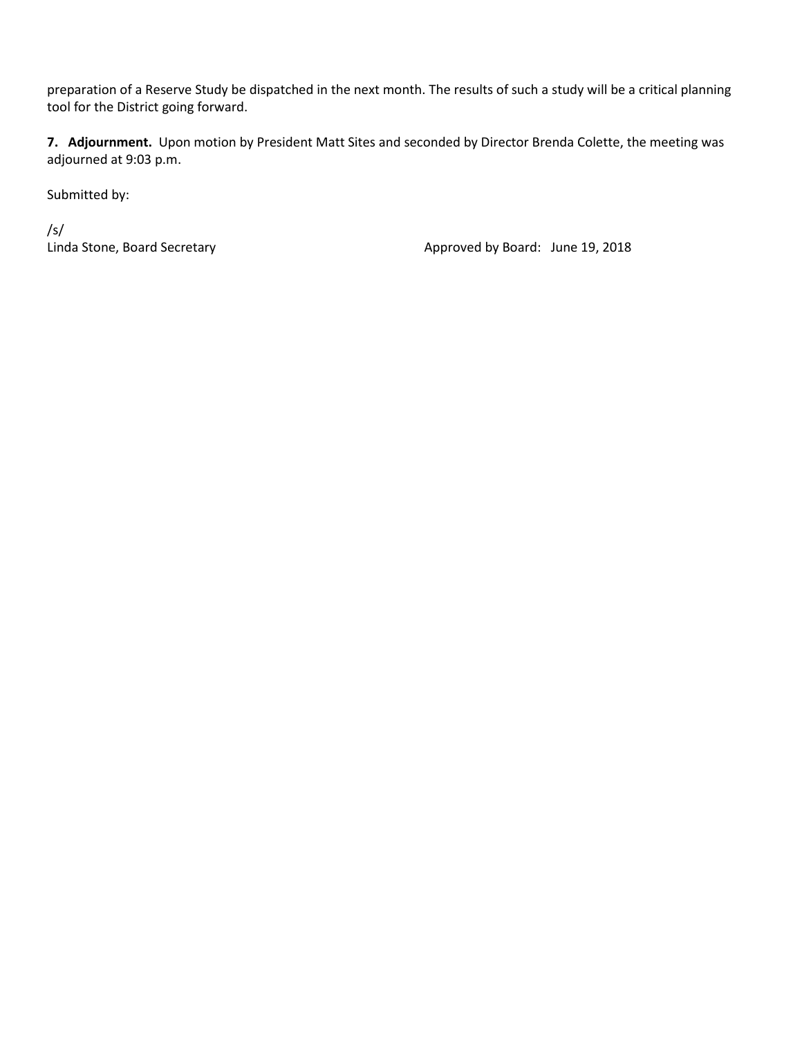preparation of a Reserve Study be dispatched in the next month. The results of such a study will be a critical planning tool for the District going forward.

**7. Adjournment.** Upon motion by President Matt Sites and seconded by Director Brenda Colette, the meeting was adjourned at 9:03 p.m.

Submitted by:

/s/
Linda Stone, Board Secretary                                        Approved by Board: June 19, 2018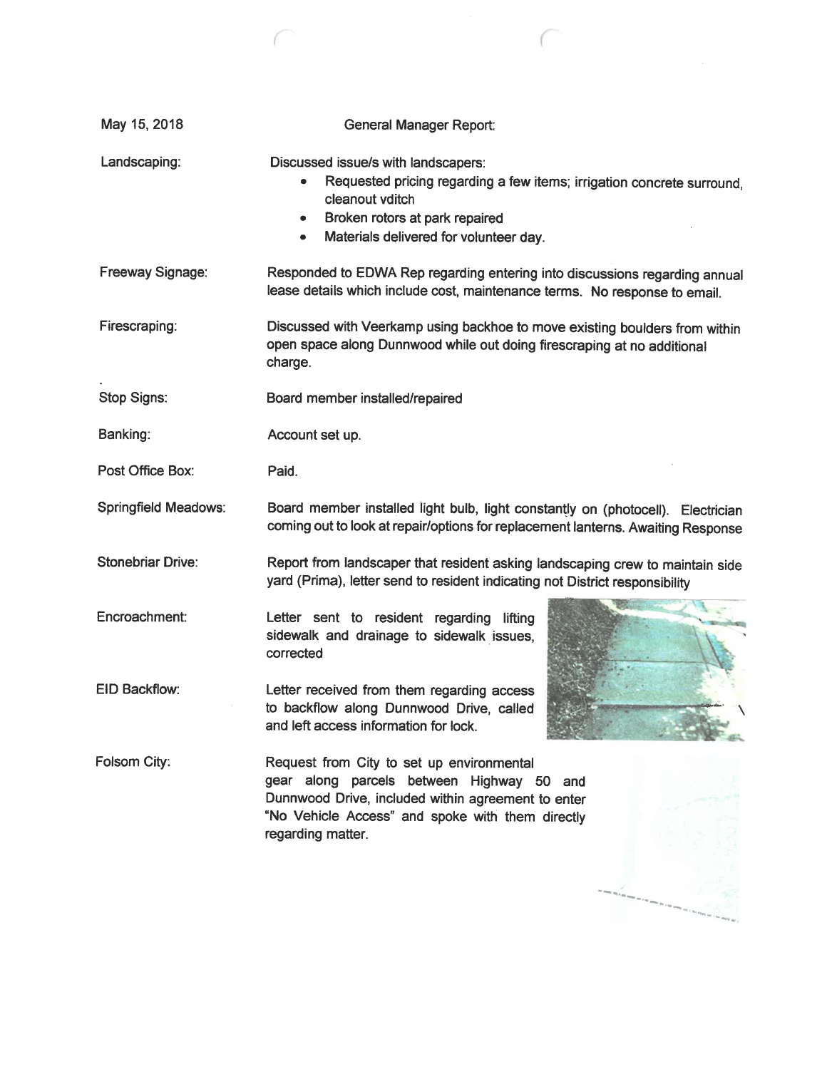May 15, 2018

**General Manager Report:**

| | |
|---|---|
| Landscaping: | Discussed issue/s with landscapers:<br>• Requested pricing regarding a few items; irrigation concrete surround, cleanout vditch<br>• Broken rotors at park repaired<br>• Materials delivered for volunteer day. |
| Freeway Signage: | Responded to EDWA Rep regarding entering into discussions regarding annual lease details which include cost, maintenance terms. No response to email. |
| Firescraping: | Discussed with Veerkamp using backhoe to move existing boulders from within open space along Dunnwood while out doing firescraping at no additional charge. |
| Stop Signs: | Board member installed/repaired |
| Banking: | Account set up. |
| Post Office Box: | Paid. |
| Springfield Meadows: | Board member installed light bulb, light constantly on (photocell). Electrician coming out to look at repair/options for replacement lanterns. Awaiting Response |
| Stonebriar Drive: | Report from landscaper that resident asking landscaping crew to maintain side yard (Prima), letter send to resident indicating not District responsibility |
| Encroachment: | Letter sent to resident regarding lifting sidewalk and drainage to sidewalk issues, corrected |
| EID Backflow: | Letter received from them regarding access to backflow along Dunnwood Drive, called and left access information for lock. |
| Folsom City: | Request from City to set up environmental gear along parcels between Highway 50 and Dunnwood Drive, included within agreement to enter "No Vehicle Access" and spoke with them directly regarding matter. |